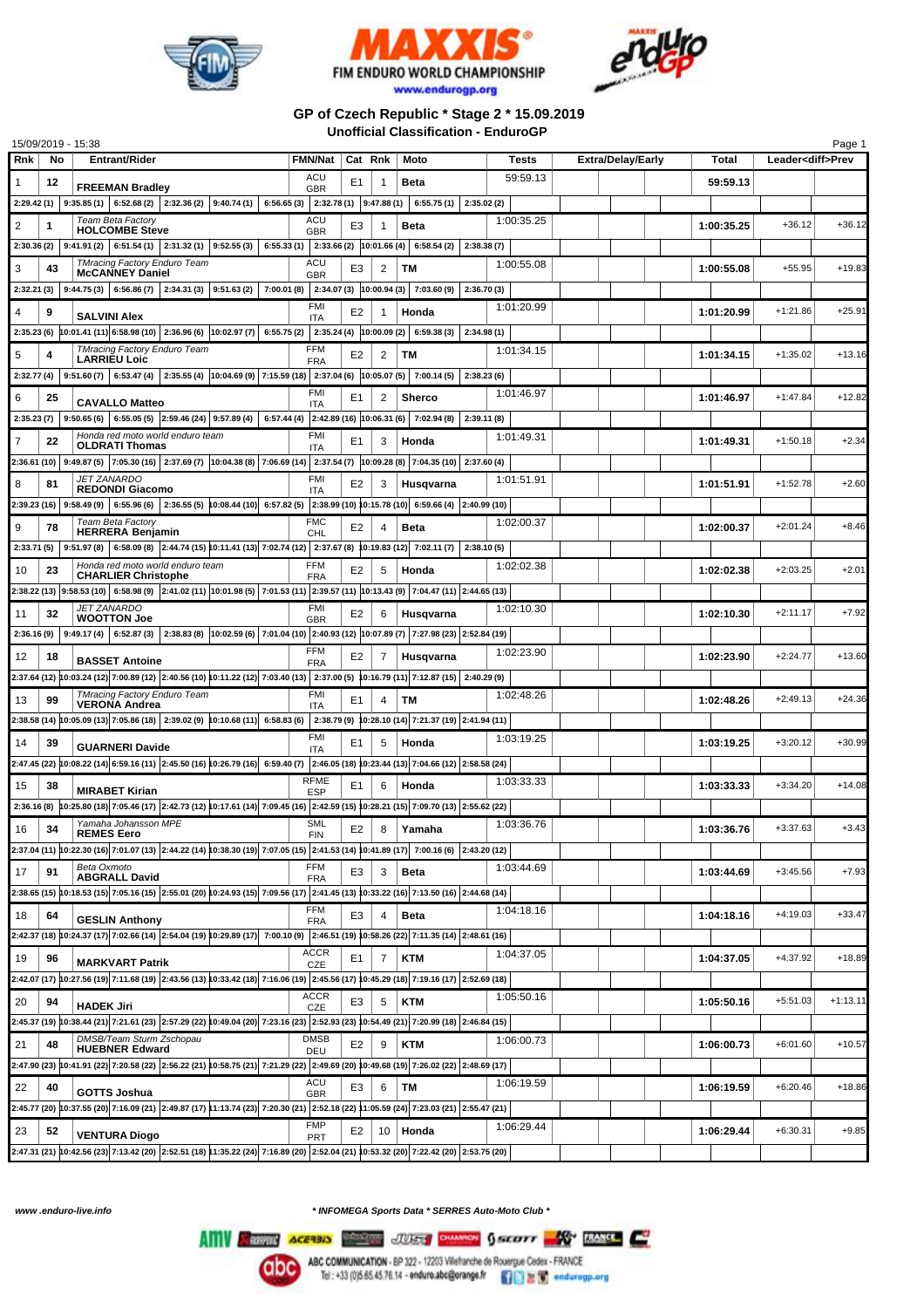FIM ENDURO WORLD CHAMPIONSHIP

www.endurogp.org

## GP of Czech Republic * Stage 2 * 15.09.2019

### Unofficial Classification - EnduroGP

15/09/2019 - 15:38

| Rnk | No | Entrant/Rider | FMN/Nat | Cat | Rnk | Moto | Tests | Extra/Delay/Early | Total | Leader<diff>Prev | |
|---|---|---|---|---|---|---|---|---|---|---|---|
| 1 | 12 | FREEMAN Bradley | ACU GBR | E1 | 1 | Beta | 59:59.13 | | 59:59.13 | | |
| | | 2:29.42 (1) \| 9:35.85 (1) \| 6:52.68 (2) \| 2:32.36 (2) \| 9:40.74 (1) \| 6:56.65 (3) \| 2:32.78 (1) \| 9:47.88 (1) \| 6:55.75 (1) \| 2:35.02 (2) | | | | | | | | | |
| 2 | 1 | Team Beta Factory HOLCOMBE Steve | ACU GBR | E3 | 1 | Beta | 1:00:35.25 | | 1:00:35.25 | +36.12 | +36.12 |
| | | 2:30.36 (2) \| 9:41.91 (2) \| 6:51.54 (1) \| 2:31.32 (1) \| 9:52.55 (3) \| 6:55.33 (1) \| 2:33.66 (2) \| 10:01.66 (4) \| 6:58.54 (2) \| 2:38.38 (7) | | | | | | | | | |
| 3 | 43 | TMracing Factory Enduro Team McCANNEY Daniel | ACU GBR | E3 | 2 | TM | 1:00:55.08 | | 1:00:55.08 | +55.95 | +19.83 |
| | | 2:32.21 (3) \| 9:44.75 (3) \| 6:56.86 (7) \| 2:34.31 (3) \| 9:51.63 (2) \| 7:00.01 (8) \| 2:34.07 (3) \| 10:00.94 (3) \| 7:03.60 (9) \| 2:36.70 (3) | | | | | | | | | |
| 4 | 9 | SALVINI Alex | FMI ITA | E2 | 1 | Honda | 1:01:20.99 | | 1:01:20.99 | +1:21.86 | +25.91 |
| | | 2:35.23 (6) \| 10:01.41 (11) \| 6:58.98 (10) \| 2:36.96 (6) \| 10:02.97 (7) \| 6:55.75 (2) \| 2:35.24 (4) \| 10:00.09 (2) \| 6:59.38 (3) \| 2:34.98 (1) | | | | | | | | | |
| 5 | 4 | TMracing Factory Enduro Team LARRIEU Loic | FFM FRA | E2 | 2 | TM | 1:01:34.15 | | 1:01:34.15 | +1:35.02 | +13.16 |
| | | 2:32.77 (4) \| 9:51.60 (7) \| 6:53.47 (4) \| 2:35.55 (4) \| 10:04.69 (9) \| 7:15.59 (18) \| 2:37.04 (6) \| 10:05.07 (5) \| 7:00.14 (5) \| 2:38.23 (6) | | | | | | | | | |
| 6 | 25 | CAVALLO Matteo | FMI ITA | E1 | 2 | Sherco | 1:01:46.97 | | 1:01:46.97 | +1:47.84 | +12.82 |
| | | 2:35.23 (7) \| 9:50.65 (6) \| 6:55.05 (5) \| 2:59.46 (24) \| 9:57.89 (4) \| 6:57.44 (4) \| 2:42.89 (16) \| 10:06.31 (6) \| 7:02.94 (8) \| 2:39.11 (8) | | | | | | | | | |
| 7 | 22 | Honda red moto world enduro team OLDRATI Thomas | FMI ITA | E1 | 3 | Honda | 1:01:49.31 | | 1:01:49.31 | +1:50.18 | +2.34 |
| | | 2:36.61 (10) \| 9:49.87 (5) \| 7:05.30 (16) \| 2:37.69 (7) \| 10:04.38 (8) \| 7:06.69 (14) \| 2:37.54 (7) \| 10:09.28 (8) \| 7:04.35 (10) \| 2:37.60 (4) | | | | | | | | | |
| 8 | 81 | JET ZANARDO REDONDI Giacomo | FMI ITA | E2 | 3 | Husqvarna | 1:01:51.91 | | 1:01:51.91 | +1:52.78 | +2.60 |
| | | 2:39.23 (16) \| 9:58.49 (9) \| 6:55.96 (6) \| 2:36.55 (5) \| 10:08.44 (10) \| 6:57.82 (5) \| 2:38.99 (10) \| 10:15.78 (10) \| 6:59.66 (4) \| 2:40.99 (10) | | | | | | | | | |
| 9 | 78 | Team Beta Factory HERRERA Benjamin | FMC CHL | E2 | 4 | Beta | 1:02:00.37 | | 1:02:00.37 | +2:01.24 | +8.46 |
| | | 2:33.71 (5) \| 9:51.97 (8) \| 6:58.09 (8) \| 2:44.74 (15) \| 10:11.41 (13) \| 7:02.74 (12) \| 2:37.67 (8) \| 10:19.83 (12) \| 7:02.11 (7) \| 2:38.10 (5) | | | | | | | | | |
| 10 | 23 | Honda red moto world enduro team CHARLIER Christophe | FFM FRA | E2 | 5 | Honda | 1:02:02.38 | | 1:02:02.38 | +2:03.25 | +2.01 |
| | | 2:38.22 (13) \| 9:58.53 (10) \| 6:58.98 (9) \| 2:41.02 (11) \| 10:01.98 (5) \| 7:01.53 (11) \| 2:39.57 (11) \| 10:13.43 (9) \| 7:04.47 (11) \| 2:44.65 (13) | | | | | | | | | |
| 11 | 32 | JET ZANARDO WOOTTON Joe | FMI GBR | E2 | 6 | Husqvarna | 1:02:10.30 | | 1:02:10.30 | +2:11.17 | +7.92 |
| | | 2:36.16 (9) \| 9:49.17 (4) \| 6:52.87 (3) \| 2:38.83 (8) \| 10:02.59 (6) \| 7:01.04 (10) \| 2:40.93 (12) \| 10:07.89 (7) \| 7:27.98 (23) \| 2:52.84 (19) | | | | | | | | | |
| 12 | 18 | BASSET Antoine | FFM FRA | E2 | 7 | Husqvarna | 1:02:23.90 | | 1:02:23.90 | +2:24.77 | +13.60 |
| | | 2:37.64 (12) \| 10:03.24 (12) \| 7:00.89 (12) \| 2:40.56 (10) \| 10:11.22 (12) \| 7:03.40 (13) \| 2:37.00 (5) \| 10:16.79 (11) \| 7:12.87 (15) \| 2:40.29 (9) | | | | | | | | | |
| 13 | 99 | TMracing Factory Enduro Team VERONA Andrea | FMI ITA | E1 | 4 | TM | 1:02:48.26 | | 1:02:48.26 | +2:49.13 | +24.36 |
| | | 2:38.58 (14) \| 10:05.09 (13) \| 7:05.86 (18) \| 2:39.02 (9) \| 10:10.68 (11) \| 6:58.83 (6) \| 2:38.79 (9) \| 10:28.10 (14) \| 7:21.37 (19) \| 2:41.94 (11) | | | | | | | | | |
| 14 | 39 | GUARNERI Davide | FMI ITA | E1 | 5 | Honda | 1:03:19.25 | | 1:03:19.25 | +3:20.12 | +30.99 |
| | | 2:47.45 (22) \| 10:08.22 (14) \| 6:59.16 (11) \| 2:45.50 (16) \| 10:26.79 (16) \| 6:59.40 (7) \| 2:46.05 (18) \| 10:23.44 (13) \| 7:04.66 (12) \| 2:58.58 (24) | | | | | | | | | |
| 15 | 38 | MIRABET Kirian | RFME ESP | E1 | 6 | Honda | 1:03:33.33 | | 1:03:33.33 | +3:34.20 | +14.08 |
| | | 2:36.16 (8) \| 10:25.80 (18) \| 7:05.46 (17) \| 2:42.73 (12) \| 10:17.61 (14) \| 7:09.45 (16) \| 2:42.59 (15) \| 10:28.21 (15) \| 7:09.70 (13) \| 2:55.62 (22) | | | | | | | | | |
| 16 | 34 | Yamaha Johansson MPE REMES Eero | SML FIN | E2 | 8 | Yamaha | 1:03:36.76 | | 1:03:36.76 | +3:37.63 | +3.43 |
| | | 2:37.04 (11) \| 10:22.30 (16) \| 7:01.07 (13) \| 2:44.22 (14) \| 10:38.30 (19) \| 7:07.05 (15) \| 2:41.53 (14) \| 10:41.89 (17) \| 7:00.16 (6) \| 2:43.20 (12) | | | | | | | | | |
| 17 | 91 | Beta Oxmoto ABGRALL David | FFM FRA | E3 | 3 | Beta | 1:03:44.69 | | 1:03:44.69 | +3:45.56 | +7.93 |
| | | 2:38.65 (15) \| 10:18.53 (15) \| 7:05.16 (15) \| 2:55.01 (20) \| 10:24.93 (15) \| 7:09.56 (17) \| 2:41.45 (13) \| 10:33.22 (16) \| 7:13.50 (16) \| 2:44.68 (14) | | | | | | | | | |
| 18 | 64 | GESLIN Anthony | FFM FRA | E3 | 4 | Beta | 1:04:18.16 | | 1:04:18.16 | +4:19.03 | +33.47 |
| | | 2:42.37 (18) \| 10:24.37 (17) \| 7:02.66 (14) \| 2:54.04 (19) \| 10:29.89 (17) \| 7:00.10 (9) \| 2:46.51 (19) \| 10:58.26 (22) \| 7:11.35 (14) \| 2:48.61 (16) | | | | | | | | | |
| 19 | 96 | MARKVART Patrik | ACCR CZE | E1 | 7 | KTM | 1:04:37.05 | | 1:04:37.05 | +4:37.92 | +18.89 |
| | | 2:42.07 (17) \| 10:27.56 (19) \| 7:11.68 (19) \| 2:43.56 (13) \| 10:33.42 (18) \| 7:16.06 (19) \| 2:45.56 (17) \| 10:45.29 (18) \| 7:19.16 (17) \| 2:52.69 (18) | | | | | | | | | |
| 20 | 94 | HADEK Jiri | ACCR CZE | E3 | 5 | KTM | 1:05:50.16 | | 1:05:50.16 | +5:51.03 | +1:13.11 |
| | | 2:45.37 (19) \| 10:38.44 (21) \| 7:21.61 (23) \| 2:57.29 (22) \| 10:49.04 (20) \| 7:23.16 (23) \| 2:52.93 (23) \| 10:54.49 (21) \| 7:20.99 (18) \| 2:46.84 (15) | | | | | | | | | |
| 21 | 48 | DMSB/Team Sturm Zschopau HUEBNER Edward | DMSB DEU | E2 | 9 | KTM | 1:06:00.73 | | 1:06:00.73 | +6:01.60 | +10.57 |
| | | 2:47.90 (23) \| 10:41.91 (22) \| 7:20.58 (22) \| 2:56.22 (21) \| 10:58.75 (21) \| 7:21.29 (22) \| 2:49.69 (20) \| 10:49.68 (19) \| 7:26.02 (22) \| 2:48.69 (17) | | | | | | | | | |
| 22 | 40 | GOTTS Joshua | ACU GBR | E3 | 6 | TM | 1:06:19.59 | | 1:06:19.59 | +6:20.46 | +18.86 |
| | | 2:45.77 (20) \| 10:37.55 (20) \| 7:16.09 (21) \| 2:49.87 (17) \| 11:13.74 (23) \| 7:20.30 (21) \| 2:52.18 (22) \| 11:05.59 (24) \| 7:23.03 (21) \| 2:55.47 (21) | | | | | | | | | |
| 23 | 52 | VENTURA Diogo | FMP PRT | E2 | 10 | Honda | 1:06:29.44 | | 1:06:29.44 | +6:30.31 | +9.85 |
| | | 2:47.31 (21) \| 10:42.56 (23) \| 7:13.42 (20) \| 2:52.51 (18) \| 11:35.22 (24) \| 7:16.89 (20) \| 2:52.04 (21) \| 10:53.32 (20) \| 7:22.42 (20) \| 2:53.75 (20) | | | | | | | | | |

www.enduro-live.info

* INFOMEGA Sports Data * SERRES Auto-Moto Club *

ABC COMMUNICATION - BP 322 - 12203 Villefranche de Rouergue Cedex - FRANCE
Tel : +33 (0)5.65.45.76.14 - enduro.abc@orange.fr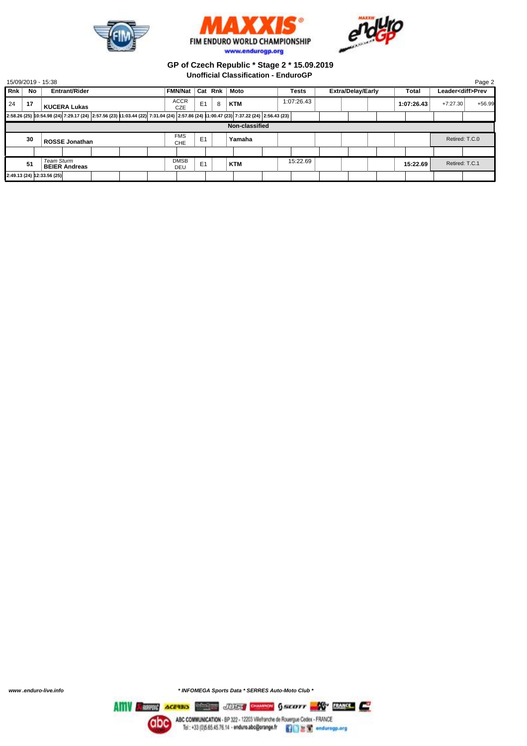FIM ENDURO WORLD CHAMPIONSHIP

www.endurogp.org

## GP of Czech Republic * Stage 2 * 15.09.2019

### Unofficial Classification - EnduroGP

15/09/2019 - 15:38

| Rnk | No | Entrant/Rider | FMN/Nat | Cat | Rnk | Moto | Tests | Extra/Delay/Early | Total | Leader<diff>Prev | |
|---|---|---|---|---|---|---|---|---|---|---|---|
| 24 | 17 | **KUCERA Lukas** | ACCR CZE | E1 | 8 | **KTM** | 1:07:26.43 | | **1:07:26.43** | +7:27.30 | +56.99 |
| 2:58.26 (25) 10:54.98 (24) 7:29.17 (24) 2:57.56 (23) 11:03.44 (22) 7:31.04 (24) 2:57.86 (24) 11:00.47 (23) 7:37.22 (24) 2:56.43 (23) | | | | | | | | | | | |
| **Non-classified** | | | | | | | | | | | |
| | 30 | **ROSSE Jonathan** | FMS CHE | E1 | | **Yamaha** | | | | Retired: T.C.0 | |
| | 51 | *Team Sturm* **BEIER Andreas** | DMSB DEU | E1 | | **KTM** | 15:22.69 | | **15:22.69** | Retired: T.C.1 | |
| 2:49.13 (24) 12:33.56 (25) | | | | | | | | | | | |

*www .enduro-live.info*

*\* INFOMEGA Sports Data * SERRES Auto-Moto Club \**

ABC COMMUNICATION - BP 322 - 12203 Villefranche de Rouergue Cedex - FRANCE
Tel : +33 (0)5.65.45.76.14 - enduro.abc@orange.fr endurogp.org